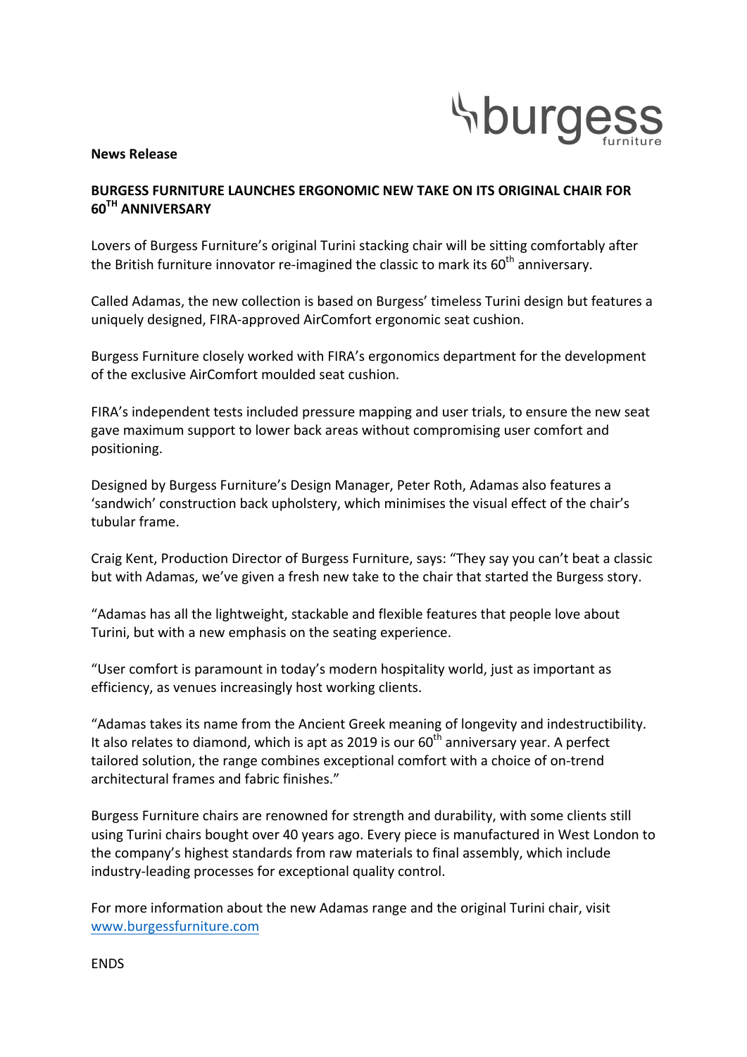burgess furniture

**News Release**

**BURGESS FURNITURE LAUNCHES ERGONOMIC NEW TAKE ON ITS ORIGINAL CHAIR FOR 60TH ANNIVERSARY**

Lovers of Burgess Furniture's original Turini stacking chair will be sitting comfortably after the British furniture innovator re-imagined the classic to mark its 60th anniversary.

Called Adamas, the new collection is based on Burgess' timeless Turini design but features a uniquely designed, FIRA-approved AirComfort ergonomic seat cushion.

Burgess Furniture closely worked with FIRA's ergonomics department for the development of the exclusive AirComfort moulded seat cushion.

FIRA's independent tests included pressure mapping and user trials, to ensure the new seat gave maximum support to lower back areas without compromising user comfort and positioning.

Designed by Burgess Furniture's Design Manager, Peter Roth, Adamas also features a 'sandwich' construction back upholstery, which minimises the visual effect of the chair's tubular frame.

Craig Kent, Production Director of Burgess Furniture, says: "They say you can't beat a classic but with Adamas, we've given a fresh new take to the chair that started the Burgess story.

"Adamas has all the lightweight, stackable and flexible features that people love about Turini, but with a new emphasis on the seating experience.

"User comfort is paramount in today's modern hospitality world, just as important as efficiency, as venues increasingly host working clients.

"Adamas takes its name from the Ancient Greek meaning of longevity and indestructibility. It also relates to diamond, which is apt as 2019 is our 60th anniversary year. A perfect tailored solution, the range combines exceptional comfort with a choice of on-trend architectural frames and fabric finishes."

Burgess Furniture chairs are renowned for strength and durability, with some clients still using Turini chairs bought over 40 years ago. Every piece is manufactured in West London to the company's highest standards from raw materials to final assembly, which include industry-leading processes for exceptional quality control.

For more information about the new Adamas range and the original Turini chair, visit www.burgessfurniture.com

ENDS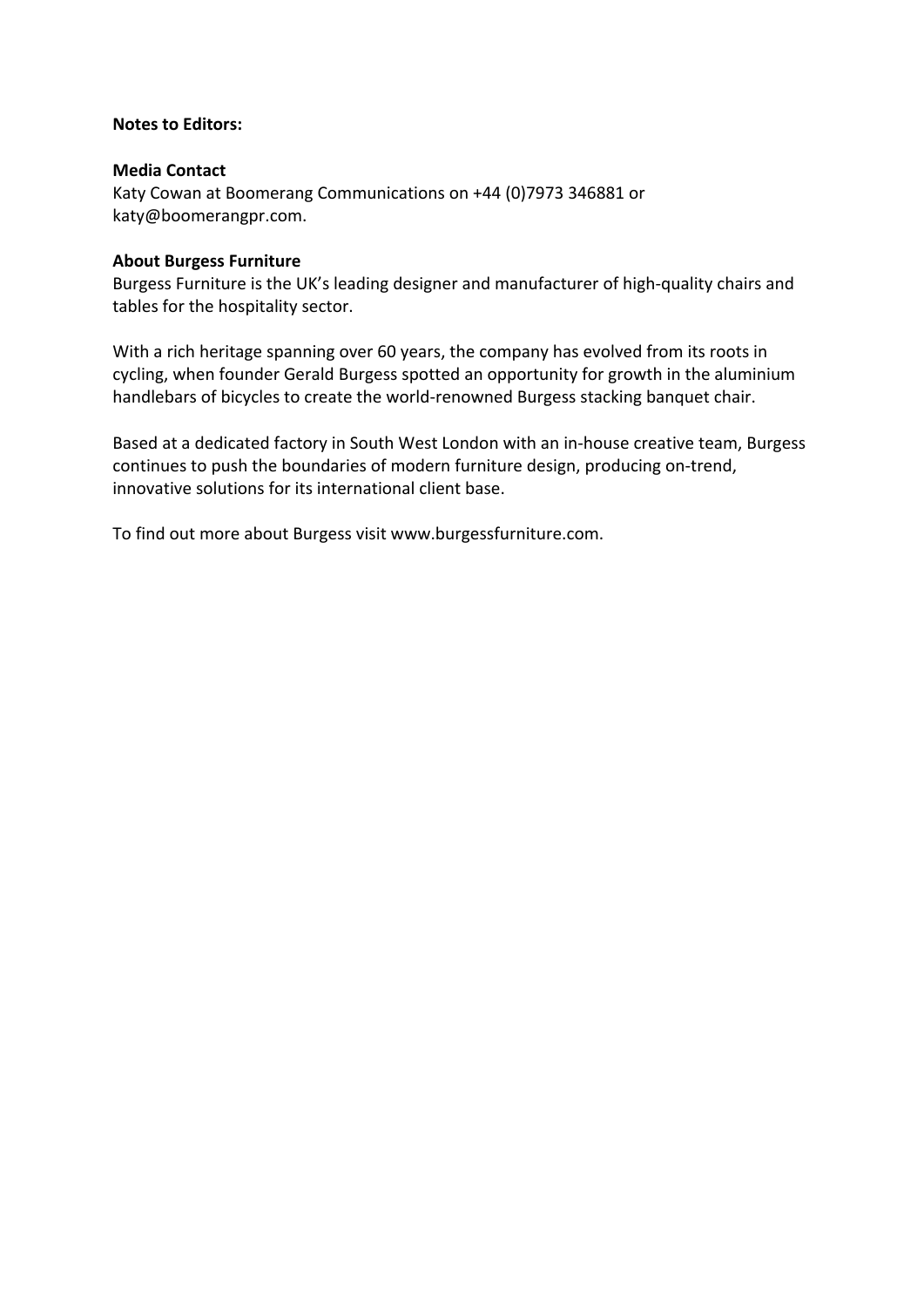**Notes to Editors:**

**Media Contact**

Katy Cowan at Boomerang Communications on +44 (0)7973 346881 or katy@boomerangpr.com.

**About Burgess Furniture**

Burgess Furniture is the UK's leading designer and manufacturer of high-quality chairs and tables for the hospitality sector.

With a rich heritage spanning over 60 years, the company has evolved from its roots in cycling, when founder Gerald Burgess spotted an opportunity for growth in the aluminium handlebars of bicycles to create the world-renowned Burgess stacking banquet chair.

Based at a dedicated factory in South West London with an in-house creative team, Burgess continues to push the boundaries of modern furniture design, producing on-trend, innovative solutions for its international client base.

To find out more about Burgess visit www.burgessfurniture.com.